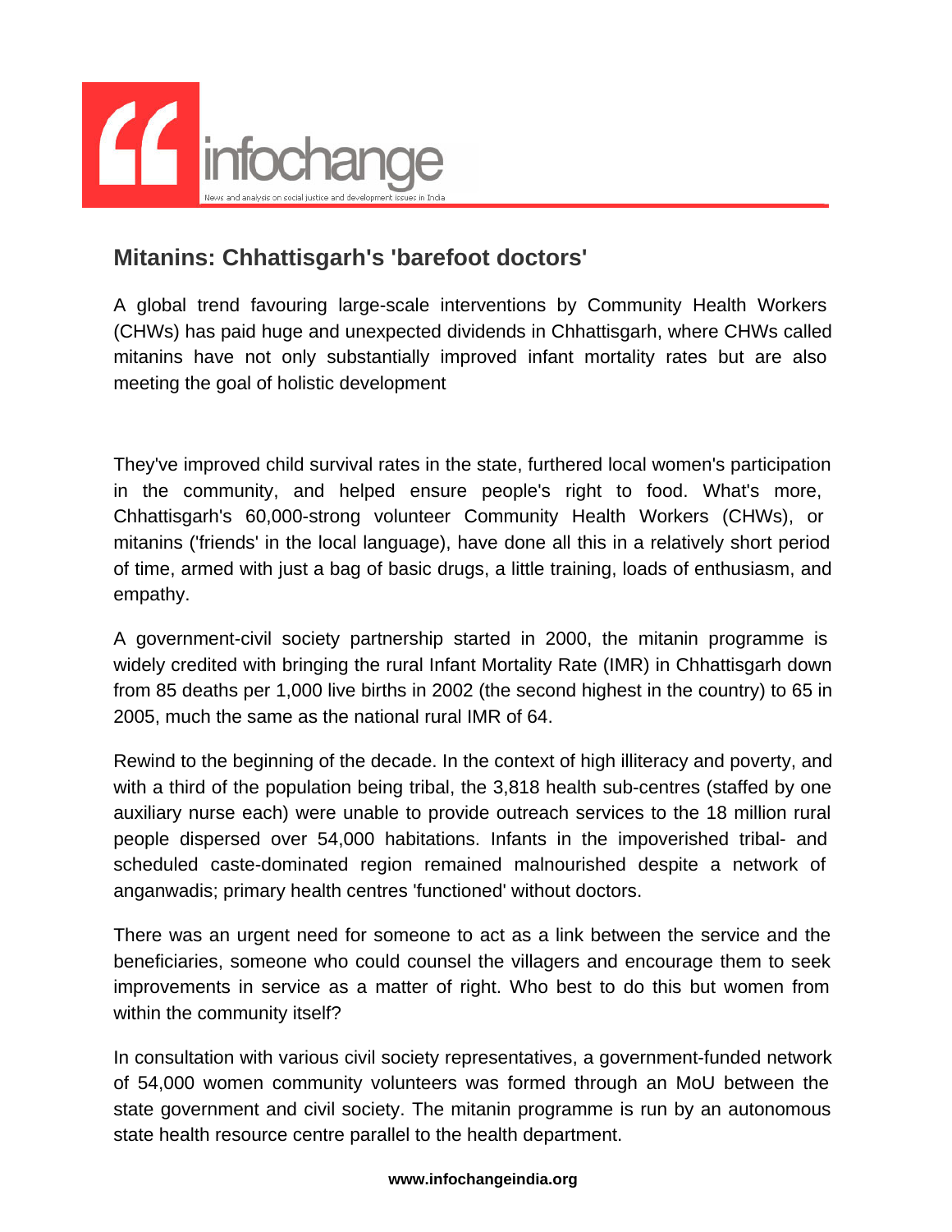# Mitanins: Chhattisgarh's 'barefoot doctors'

A global trend favouring large-scale interventions by Community Health Workers (CHWs) has paid huge and unexpected dividends in Chhattisgarh, where CHWs called mitanins have not only substantially improved infant mortality rates but are also meeting the goal of holistic development

They've improved child survival rates in the state, furthered local women's participation in the community, and helped ensure people's right to food. What's more, Chhattisgarh's 60,000-strong volunteer Community Health Workers (CHWs), or mitanins ('friends' in the local language), have done all this in a relatively short period of time, armed with just a bag of basic drugs, a little training, loads of enthusiasm, and empathy.

A government-civil society partnership started in 2000, the mitanin programme is widely credited with bringing the rural Infant Mortality Rate (IMR) in Chhattisgarh down from 85 deaths per 1,000 live births in 2002 (the second highest in the country) to 65 in 2005, much the same as the national rural IMR of 64.

Rewind to the beginning of the decade. In the context of high illiteracy and poverty, and with a third of the population being tribal, the 3,818 health sub-centres (staffed by one auxiliary nurse each) were unable to provide outreach services to the 18 million rural people dispersed over 54,000 habitations. Infants in the impoverished tribal- and scheduled caste-dominated region remained malnourished despite a network of anganwadis; primary health centres 'functioned' without doctors.

There was an urgent need for someone to act as a link between the service and the beneficiaries, someone who could counsel the villagers and encourage them to seek improvements in service as a matter of right. Who best to do this but women from within the community itself?

In consultation with various civil society representatives, a government-funded network of 54,000 women community volunteers was formed through an MoU between the state government and civil society. The mitanin programme is run by an autonomous state health resource centre parallel to the health department.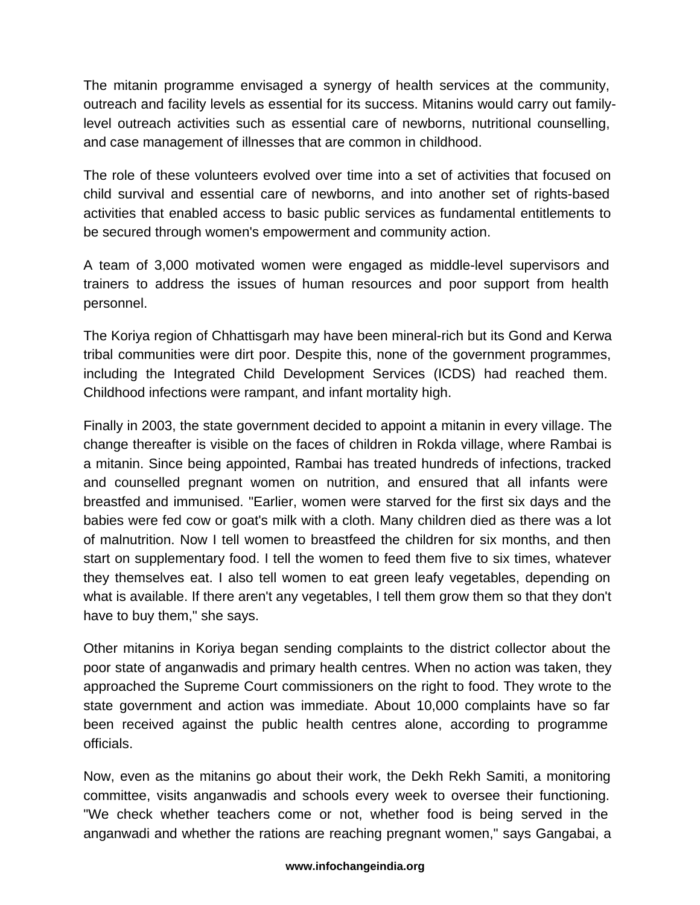The mitanin programme envisaged a synergy of health services at the community, outreach and facility levels as essential for its success. Mitanins would carry out family-level outreach activities such as essential care of newborns, nutritional counselling, and case management of illnesses that are common in childhood.

The role of these volunteers evolved over time into a set of activities that focused on child survival and essential care of newborns, and into another set of rights-based activities that enabled access to basic public services as fundamental entitlements to be secured through women's empowerment and community action.

A team of 3,000 motivated women were engaged as middle-level supervisors and trainers to address the issues of human resources and poor support from health personnel.

The Koriya region of Chhattisgarh may have been mineral-rich but its Gond and Kerwa tribal communities were dirt poor. Despite this, none of the government programmes, including the Integrated Child Development Services (ICDS) had reached them. Childhood infections were rampant, and infant mortality high.

Finally in 2003, the state government decided to appoint a mitanin in every village. The change thereafter is visible on the faces of children in Rokda village, where Rambai is a mitanin. Since being appointed, Rambai has treated hundreds of infections, tracked and counselled pregnant women on nutrition, and ensured that all infants were breastfed and immunised. "Earlier, women were starved for the first six days and the babies were fed cow or goat's milk with a cloth. Many children died as there was a lot of malnutrition. Now I tell women to breastfeed the children for six months, and then start on supplementary food. I tell the women to feed them five to six times, whatever they themselves eat. I also tell women to eat green leafy vegetables, depending on what is available. If there aren't any vegetables, I tell them grow them so that they don't have to buy them," she says.

Other mitanins in Koriya began sending complaints to the district collector about the poor state of anganwadis and primary health centres. When no action was taken, they approached the Supreme Court commissioners on the right to food. They wrote to the state government and action was immediate. About 10,000 complaints have so far been received against the public health centres alone, according to programme officials.

Now, even as the mitanins go about their work, the Dekh Rekh Samiti, a monitoring committee, visits anganwadis and schools every week to oversee their functioning. "We check whether teachers come or not, whether food is being served in the anganwadi and whether the rations are reaching pregnant women," says Gangabai, a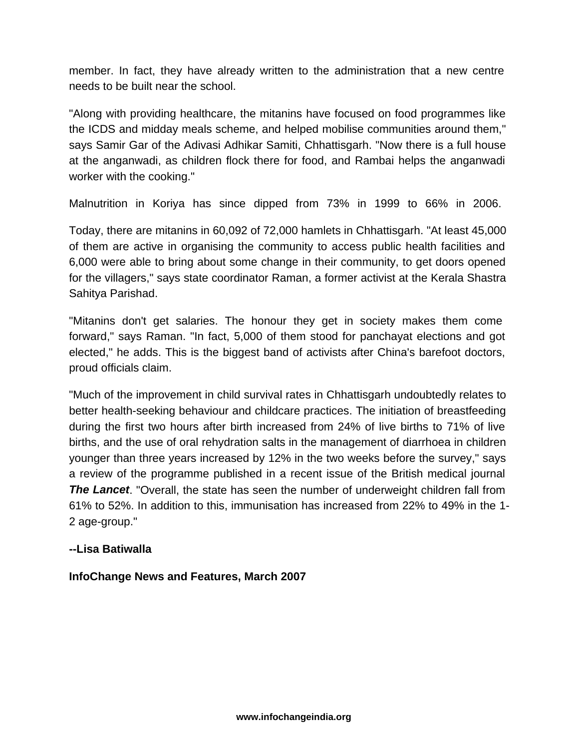member. In fact, they have already written to the administration that a new centre needs to be built near the school.

"Along with providing healthcare, the mitanins have focused on food programmes like the ICDS and midday meals scheme, and helped mobilise communities around them," says Samir Gar of the Adivasi Adhikar Samiti, Chhattisgarh. "Now there is a full house at the anganwadi, as children flock there for food, and Rambai helps the anganwadi worker with the cooking."

Malnutrition in Koriya has since dipped from 73% in 1999 to 66% in 2006.

Today, there are mitanins in 60,092 of 72,000 hamlets in Chhattisgarh. "At least 45,000 of them are active in organising the community to access public health facilities and 6,000 were able to bring about some change in their community, to get doors opened for the villagers," says state coordinator Raman, a former activist at the Kerala Shastra Sahitya Parishad.

"Mitanins don't get salaries. The honour they get in society makes them come forward," says Raman. "In fact, 5,000 of them stood for panchayat elections and got elected," he adds. This is the biggest band of activists after China's barefoot doctors, proud officials claim.

"Much of the improvement in child survival rates in Chhattisgarh undoubtedly relates to better health-seeking behaviour and childcare practices. The initiation of breastfeeding during the first two hours after birth increased from 24% of live births to 71% of live births, and the use of oral rehydration salts in the management of diarrhoea in children younger than three years increased by 12% in the two weeks before the survey," says a review of the programme published in a recent issue of the British medical journal ***The Lancet***. "Overall, the state has seen the number of underweight children fall from 61% to 52%. In addition to this, immunisation has increased from 22% to 49% in the 1-2 age-group."

**--Lisa Batiwalla**

**InfoChange News and Features, March 2007**